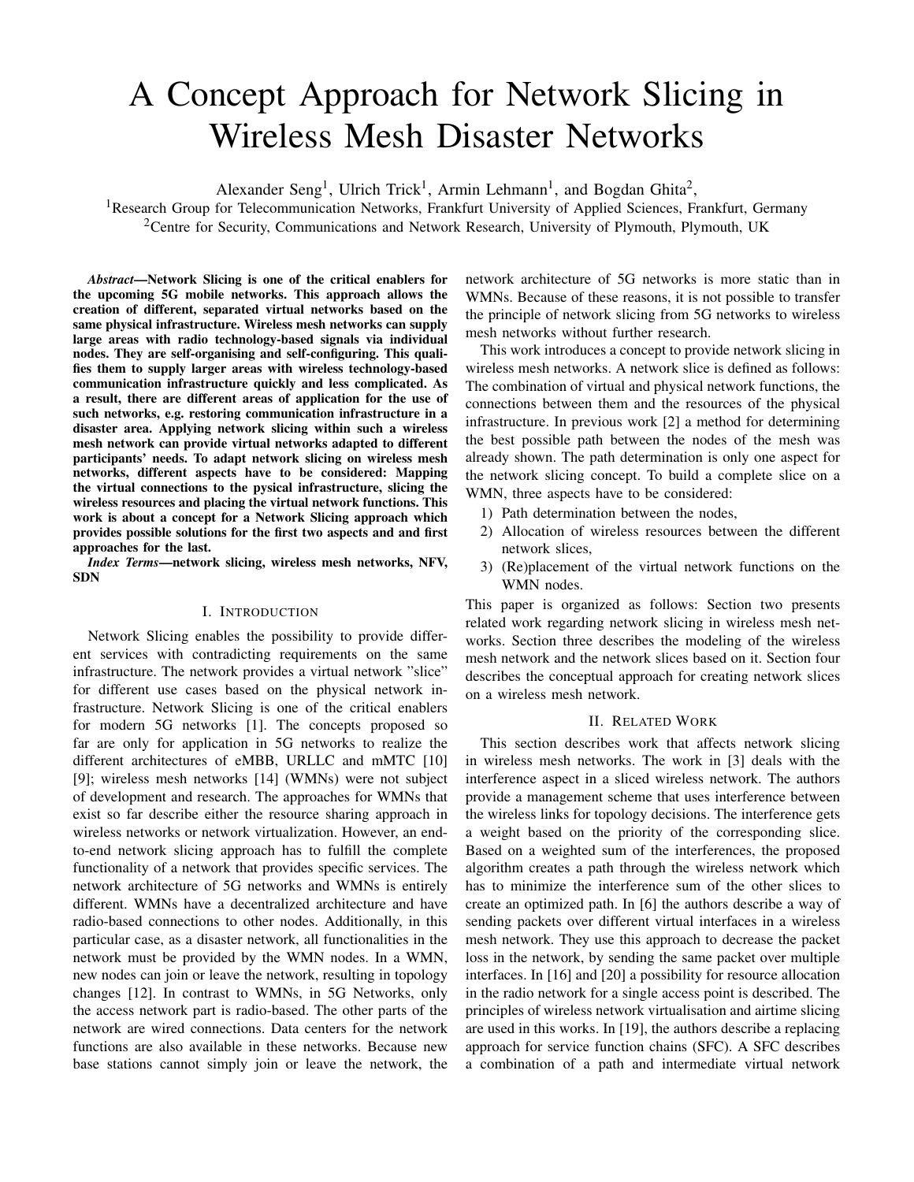# A Concept Approach for Network Slicing in Wireless Mesh Disaster Networks

Alexander Seng[1], Ulrich Trick[1], Armin Lehmann[1], and Bogdan Ghita[2],

[1]Research Group for Telecommunication Networks, Frankfurt University of Applied Sciences, Frankfurt, Germany

[2]Centre for Security, Communications and Network Research, University of Plymouth, Plymouth, UK

***Abstract*—Network Slicing is one of the critical enablers for the upcoming 5G mobile networks. This approach allows the creation of different, separated virtual networks based on the same physical infrastructure. Wireless mesh networks can supply large areas with radio technology-based signals via individual nodes. They are self-organising and self-configuring. This qualifies them to supply larger areas with wireless technology-based communication infrastructure quickly and less complicated. As a result, there are different areas of application for the use of such networks, e.g. restoring communication infrastructure in a disaster area. Applying network slicing within such a wireless mesh network can provide virtual networks adapted to different participants' needs. To adapt network slicing on wireless mesh networks, different aspects have to be considered: Mapping the virtual connections to the pysical infrastructure, slicing the wireless resources and placing the virtual network functions. This work is about a concept for a Network Slicing approach which provides possible solutions for the first two aspects and and first approaches for the last.**

***Index Terms*—network slicing, wireless mesh networks, NFV, SDN**

## I. Introduction

Network Slicing enables the possibility to provide different services with contradicting requirements on the same infrastructure. The network provides a virtual network "slice" for different use cases based on the physical network infrastructure. Network Slicing is one of the critical enablers for modern 5G networks [1]. The concepts proposed so far are only for application in 5G networks to realize the different architectures of eMBB, URLLC and mMTC [10] [9]; wireless mesh networks [14] (WMNs) were not subject of development and research. The approaches for WMNs that exist so far describe either the resource sharing approach in wireless networks or network virtualization. However, an end-to-end network slicing approach has to fulfill the complete functionality of a network that provides specific services. The network architecture of 5G networks and WMNs is entirely different. WMNs have a decentralized architecture and have radio-based connections to other nodes. Additionally, in this particular case, as a disaster network, all functionalities in the network must be provided by the WMN nodes. In a WMN, new nodes can join or leave the network, resulting in topology changes [12]. In contrast to WMNs, in 5G Networks, only the access network part is radio-based. The other parts of the network are wired connections. Data centers for the network functions are also available in these networks. Because new base stations cannot simply join or leave the network, the network architecture of 5G networks is more static than in WMNs. Because of these reasons, it is not possible to transfer the principle of network slicing from 5G networks to wireless mesh networks without further research.

This work introduces a concept to provide network slicing in wireless mesh networks. A network slice is defined as follows: The combination of virtual and physical network functions, the connections between them and the resources of the physical infrastructure. In previous work [2] a method for determining the best possible path between the nodes of the mesh was already shown. The path determination is only one aspect for the network slicing concept. To build a complete slice on a WMN, three aspects have to be considered:

1) Path determination between the nodes,
2) Allocation of wireless resources between the different network slices,
3) (Re)placement of the virtual network functions on the WMN nodes.

This paper is organized as follows: Section two presents related work regarding network slicing in wireless mesh networks. Section three describes the modeling of the wireless mesh network and the network slices based on it. Section four describes the conceptual approach for creating network slices on a wireless mesh network.

## II. Related Work

This section describes work that affects network slicing in wireless mesh networks. The work in [3] deals with the interference aspect in a sliced wireless network. The authors provide a management scheme that uses interference between the wireless links for topology decisions. The interference gets a weight based on the priority of the corresponding slice. Based on a weighted sum of the interferences, the proposed algorithm creates a path through the wireless network which has to minimize the interference sum of the other slices to create an optimized path. In [6] the authors describe a way of sending packets over different virtual interfaces in a wireless mesh network. They use this approach to decrease the packet loss in the network, by sending the same packet over multiple interfaces. In [16] and [20] a possibility for resource allocation in the radio network for a single access point is described. The principles of wireless network virtualisation and airtime slicing are used in this works. In [19], the authors describe a replacing approach for service function chains (SFC). A SFC describes a combination of a path and intermediate virtual network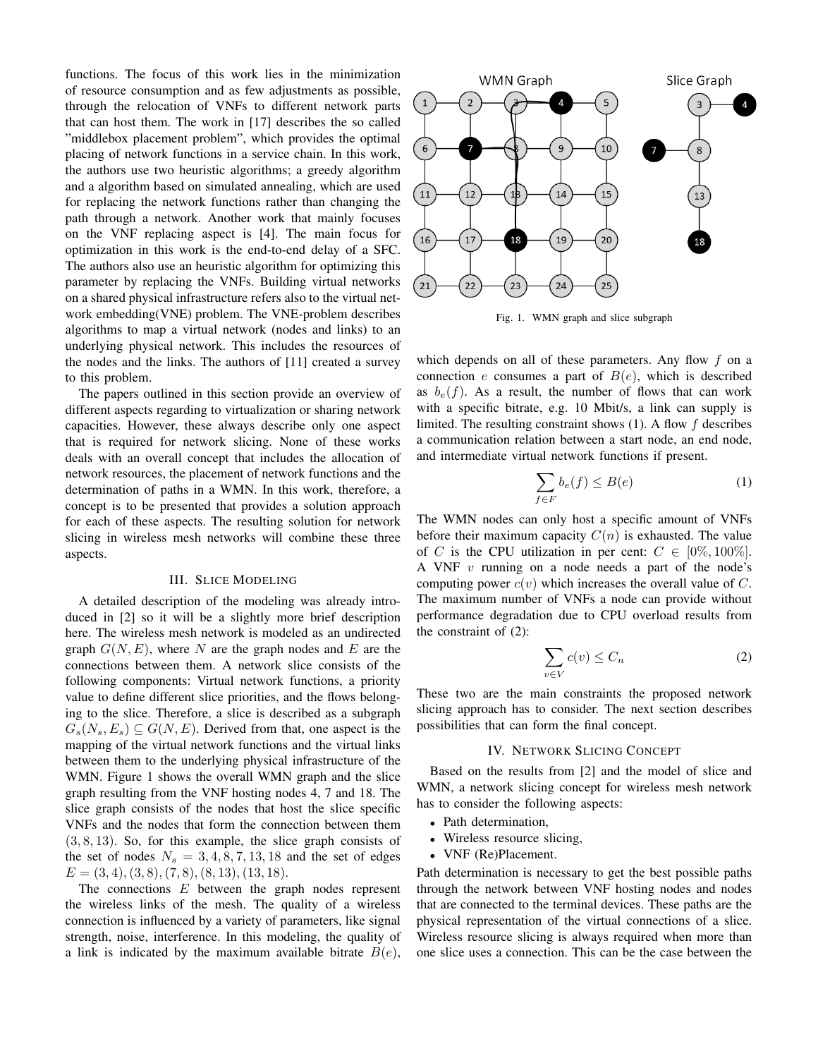functions. The focus of this work lies in the minimization of resource consumption and as few adjustments as possible, through the relocation of VNFs to different network parts that can host them. The work in [17] describes the so called "middlebox placement problem", which provides the optimal placing of network functions in a service chain. In this work, the authors use two heuristic algorithms; a greedy algorithm and a algorithm based on simulated annealing, which are used for replacing the network functions rather than changing the path through a network. Another work that mainly focuses on the VNF replacing aspect is [4]. The main focus for optimization in this work is the end-to-end delay of a SFC. The authors also use an heuristic algorithm for optimizing this parameter by replacing the VNFs. Building virtual networks on a shared physical infrastructure refers also to the virtual network embedding(VNE) problem. The VNE-problem describes algorithms to map a virtual network (nodes and links) to an underlying physical network. This includes the resources of the nodes and the links. The authors of [11] created a survey to this problem.

The papers outlined in this section provide an overview of different aspects regarding to virtualization or sharing network capacities. However, these always describe only one aspect that is required for network slicing. None of these works deals with an overall concept that includes the allocation of network resources, the placement of network functions and the determination of paths in a WMN. In this work, therefore, a concept is to be presented that provides a solution approach for each of these aspects. The resulting solution for network slicing in wireless mesh networks will combine these three aspects.

## III. Slice Modeling

A detailed description of the modeling was already introduced in [2] so it will be a slightly more brief description here. The wireless mesh network is modeled as an undirected graph $G(N, E)$, where $N$ are the graph nodes and $E$ are the connections between them. A network slice consists of the following components: Virtual network functions, a priority value to define different slice priorities, and the flows belonging to the slice. Therefore, a slice is described as a subgraph $G_s(N_s, E_s) \subseteq G(N, E)$. Derived from that, one aspect is the mapping of the virtual network functions and the virtual links between them to the underlying physical infrastructure of the WMN. Figure 1 shows the overall WMN graph and the slice graph resulting from the VNF hosting nodes 4, 7 and 18. The slice graph consists of the nodes that host the slice specific VNFs and the nodes that form the connection between them $(3, 8, 13)$. So, for this example, the slice graph consists of the set of nodes $N_s = 3, 4, 8, 7, 13, 18$ and the set of edges $E = (3, 4), (3, 8), (7, 8), (8, 13), (13, 18)$.

The connections $E$ between the graph nodes represent the wireless links of the mesh. The quality of a wireless connection is influenced by a variety of parameters, like signal strength, noise, interference. In this modeling, the quality of a link is indicated by the maximum available bitrate $B(e)$, which depends on all of these parameters. Any flow $f$ on a connection $e$ consumes a part of $B(e)$, which is described as $b_e(f)$. As a result, the number of flows that can work with a specific bitrate, e.g. 10 Mbit/s, a link can supply is limited. The resulting constraint shows (1). A flow $f$ describes a communication relation between a start node, an end node, and intermediate virtual network functions if present.

Fig. 1. WMN graph and slice subgraph

$$\sum_{f \in F} b_e(f) \leq B(e) \tag{1}$$

The WMN nodes can only host a specific amount of VNFs before their maximum capacity $C(n)$ is exhausted. The value of $C$ is the CPU utilization in per cent: $C \in [0\%, 100\%]$. A VNF $v$ running on a node needs a part of the node's computing power $c(v)$ which increases the overall value of $C$. The maximum number of VNFs a node can provide without performance degradation due to CPU overload results from the constraint of (2):

$$\sum_{v \in V} c(v) \leq C_n \tag{2}$$

These two are the main constraints the proposed network slicing approach has to consider. The next section describes possibilities that can form the final concept.

## IV. Network Slicing Concept

Based on the results from [2] and the model of slice and WMN, a network slicing concept for wireless mesh network has to consider the following aspects:

- Path determination,
- Wireless resource slicing,
- VNF (Re)Placement.

Path determination is necessary to get the best possible paths through the network between VNF hosting nodes and nodes that are connected to the terminal devices. These paths are the physical representation of the virtual connections of a slice. Wireless resource slicing is always required when more than one slice uses a connection. This can be the case between the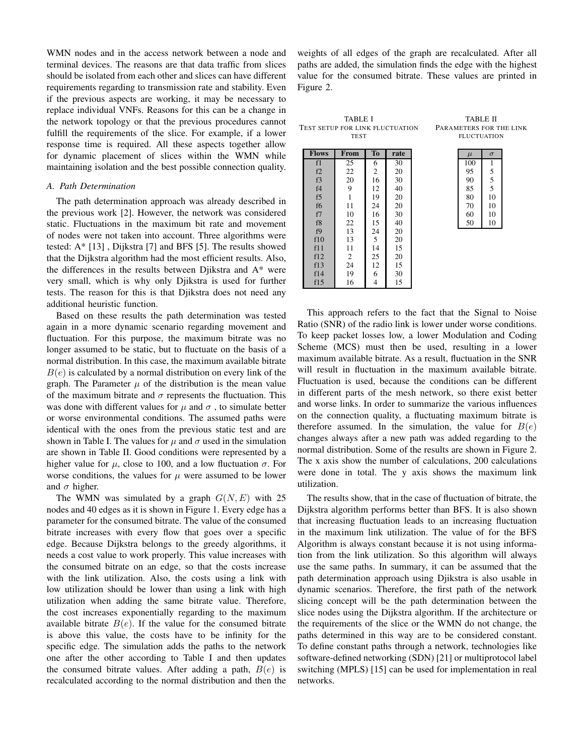WMN nodes and in the access network between a node and terminal devices. The reasons are that data traffic from slices should be isolated from each other and slices can have different requirements regarding to transmission rate and stability. Even if the previous aspects are working, it may be necessary to replace individual VNFs. Reasons for this can be a change in the network topology or that the previous procedures cannot fulfill the requirements of the slice. For example, if a lower response time is required. All these aspects together allow for dynamic placement of slices within the WMN while maintaining isolation and the best possible connection quality.

### A. Path Determination

The path determination approach was already described in the previous work [2]. However, the network was considered static. Fluctuations in the maximum bit rate and movement of nodes were not taken into account. Three algorithms were tested: A* [13] , Dijkstra [7] and BFS [5]. The results showed that the Dijkstra algorithm had the most efficient results. Also, the differences in the results between Djikstra and A* were very small, which is why only Djikstra is used for further tests. The reason for this is that Djikstra does not need any additional heuristic function.

Based on these results the path determination was tested again in a more dynamic scenario regarding movement and fluctuation. For this purpose, the maximum bitrate was no longer assumed to be static, but to fluctuate on the basis of a normal distribution. In this case, the maximum available bitrate $B(e)$ is calculated by a normal distribution on every link of the graph. The Parameter $\mu$ of the distribution is the mean value of the maximum bitrate and $\sigma$ represents the fluctuation. This was done with different values for $\mu$ and $\sigma$ , to simulate better or worse environmental conditions. The assumed paths were identical with the ones from the previous static test and are shown in Table I. The values for $\mu$ and $\sigma$ used in the simulation are shown in Table II. Good conditions were represented by a higher value for $\mu$, close to 100, and a low fluctuation $\sigma$. For worse conditions, the values for $\mu$ were assumed to be lower and $\sigma$ higher.

The WMN was simulated by a graph $G(N, E)$ with 25 nodes and 40 edges as it is shown in Figure 1. Every edge has a parameter for the consumed bitrate. The value of the consumed bitrate increases with every flow that goes over a specific edge. Because Dijkstra belongs to the greedy algorithms, it needs a cost value to work properly. This value increases with the consumed bitrate on an edge, so that the costs increase with the link utilization. Also, the costs using a link with low utilization should be lower than using a link with high utilization when adding the same bitrate value. Therefore, the cost increases exponentially regarding to the maximum available bitrate $B(e)$. If the value for the consumed bitrate is above this value, the costs have to be infinity for the specific edge. The simulation adds the paths to the network one after the other according to Table I and then updates the consumed bitrate values. After adding a path, $B(e)$ is recalculated according to the normal distribution and then the weights of all edges of the graph are recalculated. After all paths are added, the simulation finds the edge with the highest value for the consumed bitrate. These values are printed in Figure 2.

TABLE I
TEST SETUP FOR LINK FLUCTUATION TEST

| Flows | From | To | rate |
|---|---|---|---|
| f1 | 25 | 6 | 30 |
| f2 | 22 | 2 | 20 |
| f3 | 20 | 16 | 30 |
| f4 | 9 | 12 | 40 |
| f5 | 1 | 19 | 20 |
| f6 | 11 | 24 | 20 |
| f7 | 10 | 16 | 30 |
| f8 | 22 | 15 | 40 |
| f9 | 13 | 24 | 20 |
| f10 | 13 | 5 | 20 |
| f11 | 11 | 14 | 15 |
| f12 | 2 | 25 | 20 |
| f13 | 24 | 12 | 15 |
| f14 | 19 | 6 | 30 |
| f15 | 16 | 4 | 15 |

TABLE II
PARAMETERS FOR THE LINK FLUCTUATION

| $\mu$ | $\sigma$ |
|---|---|
| 100 | 1 |
| 95 | 5 |
| 90 | 5 |
| 85 | 5 |
| 80 | 10 |
| 70 | 10 |
| 60 | 10 |
| 50 | 10 |

This approach refers to the fact that the Signal to Noise Ratio (SNR) of the radio link is lower under worse conditions. To keep packet losses low, a lower Modulation and Coding Scheme (MCS) must then be used, resulting in a lower maximum available bitrate. As a result, fluctuation in the SNR will result in fluctuation in the maximum available bitrate. Fluctuation is used, because the conditions can be different in different parts of the mesh network, so there exist better and worse links. In order to summarize the various influences on the connection quality, a fluctuating maximum bitrate is therefore assumed. In the simulation, the value for $B(e)$ changes always after a new path was added regarding to the normal distribution. Some of the results are shown in Figure 2. The x axis show the number of calculations, 200 calculations were done in total. The y axis shows the maximum link utilization.

The results show, that in the case of fluctuation of bitrate, the Dijkstra algorithm performs better than BFS. It is also shown that increasing fluctuation leads to an increasing fluctuation in the maximum link utilization. The value of for the BFS Algorithm is always constant because it is not using information from the link utilization. So this algorithm will always use the same paths. In summary, it can be assumed that the path determination approach using Djikstra is also usable in dynamic scenarios. Therefore, the first path of the network slicing concept will be the path determination between the slice nodes using the Dijkstra algorithm. If the architecture or the requirements of the slice or the WMN do not change, the paths determined in this way are to be considered constant. To define constant paths through a network, technologies like software-defined networking (SDN) [21] or multiprotocol label switching (MPLS) [15] can be used for implementation in real networks.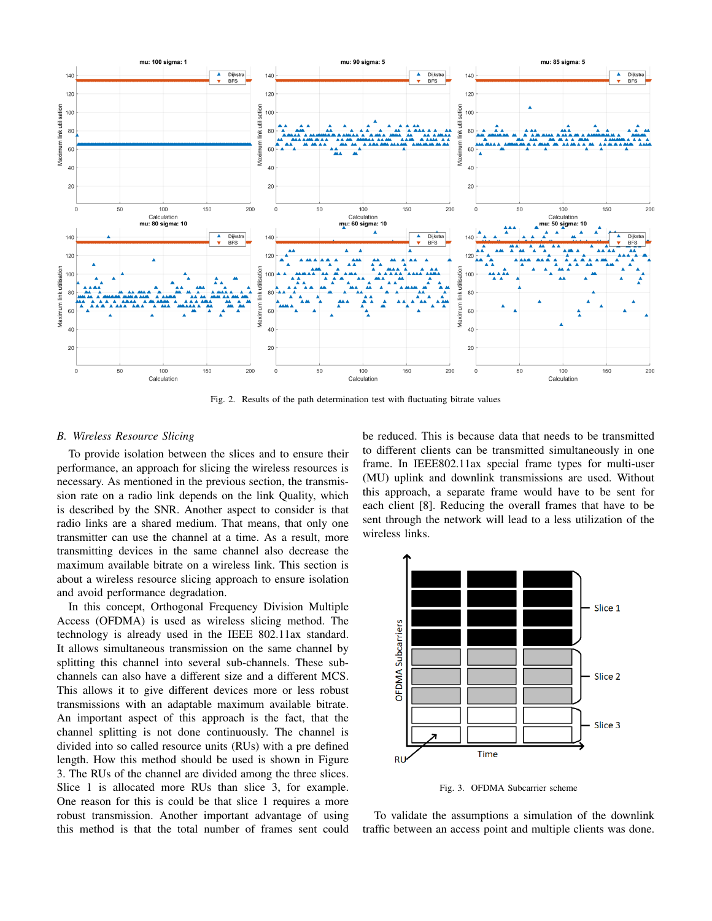Fig. 2. Results of the path determination test with fluctuating bitrate values

### B. Wireless Resource Slicing

To provide isolation between the slices and to ensure their performance, an approach for slicing the wireless resources is necessary. As mentioned in the previous section, the transmission rate on a radio link depends on the link Quality, which is described by the SNR. Another aspect to consider is that radio links are a shared medium. That means, that only one transmitter can use the channel at a time. As a result, more transmitting devices in the same channel also decrease the maximum available bitrate on a wireless link. This section is about a wireless resource slicing approach to ensure isolation and avoid performance degradation.

In this concept, Orthogonal Frequency Division Multiple Access (OFDMA) is used as wireless slicing method. The technology is already used in the IEEE 802.11ax standard. It allows simultaneous transmission on the same channel by splitting this channel into several sub-channels. These sub-channels can also have a different size and a different MCS. This allows it to give different devices more or less robust transmissions with an adaptable maximum available bitrate. An important aspect of this approach is the fact, that the channel splitting is not done continuously. The channel is divided into so called resource units (RUs) with a pre defined length. How this method should be used is shown in Figure 3. The RUs of the channel are divided among the three slices. Slice 1 is allocated more RUs than slice 3, for example. One reason for this is could be that slice 1 requires a more robust transmission. Another important advantage of using this method is that the total number of frames sent could be reduced. This is because data that needs to be transmitted to different clients can be transmitted simultaneously in one frame. In IEEE802.11ax special frame types for multi-user (MU) uplink and downlink transmissions are used. Without this approach, a separate frame would have to be sent for each client [8]. Reducing the overall frames that have to be sent through the network will lead to a less utilization of the wireless links.

Fig. 3. OFDMA Subcarrier scheme

To validate the assumptions a simulation of the downlink traffic between an access point and multiple clients was done.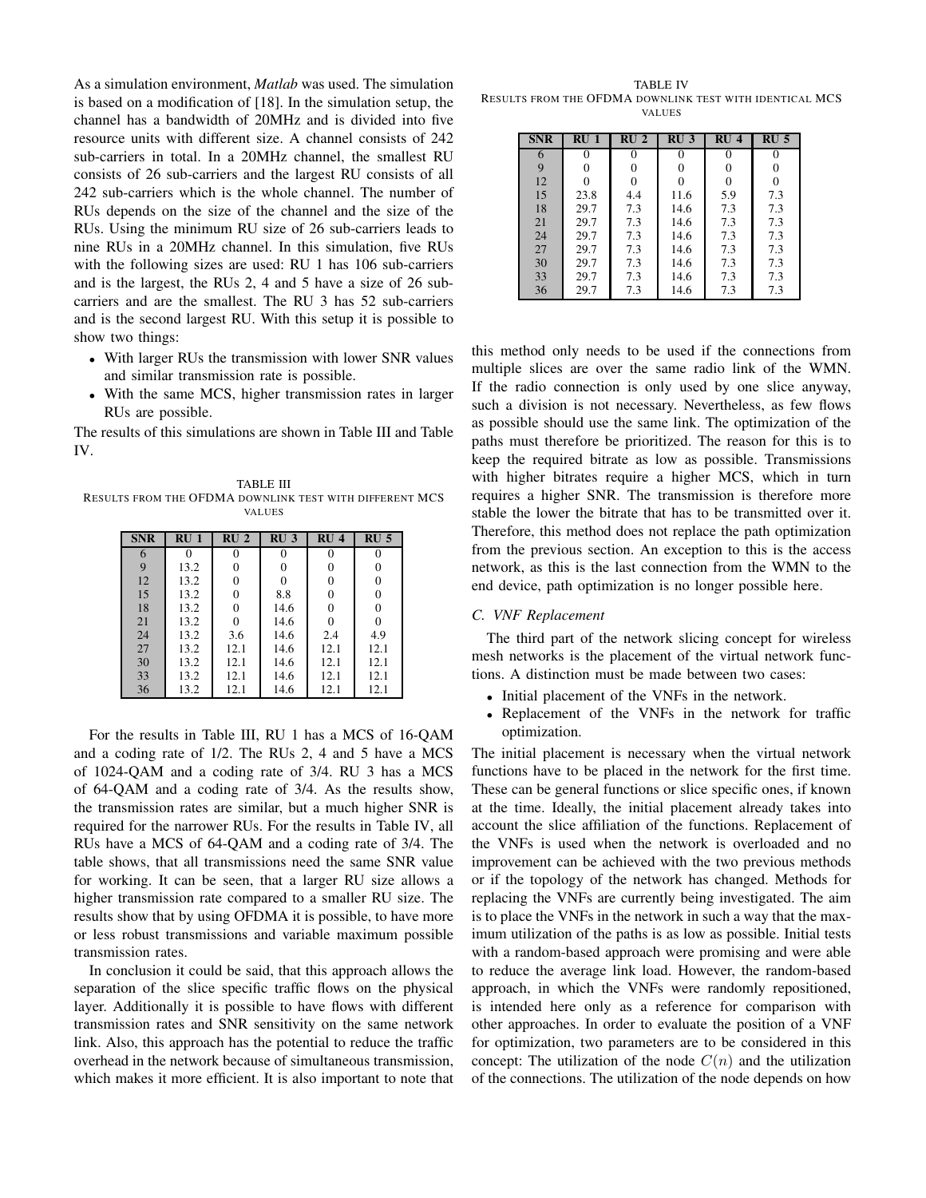As a simulation environment, *Matlab* was used. The simulation is based on a modification of [18]. In the simulation setup, the channel has a bandwidth of 20MHz and is divided into five resource units with different size. A channel consists of 242 sub-carriers in total. In a 20MHz channel, the smallest RU consists of 26 sub-carriers and the largest RU consists of all 242 sub-carriers which is the whole channel. The number of RUs depends on the size of the channel and the size of the RUs. Using the minimum RU size of 26 sub-carriers leads to nine RUs in a 20MHz channel. In this simulation, five RUs with the following sizes are used: RU 1 has 106 sub-carriers and is the largest, the RUs 2, 4 and 5 have a size of 26 sub-carriers and are the smallest. The RU 3 has 52 sub-carriers and is the second largest RU. With this setup it is possible to show two things:

- With larger RUs the transmission with lower SNR values and similar transmission rate is possible.
- With the same MCS, higher transmission rates in larger RUs are possible.

The results of this simulations are shown in Table III and Table IV.

TABLE III
RESULTS FROM THE OFDMA DOWNLINK TEST WITH DIFFERENT MCS VALUES

| SNR | RU 1 | RU 2 | RU 3 | RU 4 | RU 5 |
|---|---|---|---|---|---|
| 6 | 0 | 0 | 0 | 0 | 0 |
| 9 | 13.2 | 0 | 0 | 0 | 0 |
| 12 | 13.2 | 0 | 0 | 0 | 0 |
| 15 | 13.2 | 0 | 8.8 | 0 | 0 |
| 18 | 13.2 | 0 | 14.6 | 0 | 0 |
| 21 | 13.2 | 0 | 14.6 | 0 | 0 |
| 24 | 13.2 | 3.6 | 14.6 | 2.4 | 4.9 |
| 27 | 13.2 | 12.1 | 14.6 | 12.1 | 12.1 |
| 30 | 13.2 | 12.1 | 14.6 | 12.1 | 12.1 |
| 33 | 13.2 | 12.1 | 14.6 | 12.1 | 12.1 |
| 36 | 13.2 | 12.1 | 14.6 | 12.1 | 12.1 |

For the results in Table III, RU 1 has a MCS of 16-QAM and a coding rate of 1/2. The RUs 2, 4 and 5 have a MCS of 1024-QAM and a coding rate of 3/4. RU 3 has a MCS of 64-QAM and a coding rate of 3/4. As the results show, the transmission rates are similar, but a much higher SNR is required for the narrower RUs. For the results in Table IV, all RUs have a MCS of 64-QAM and a coding rate of 3/4. The table shows, that all transmissions need the same SNR value for working. It can be seen, that a larger RU size allows a higher transmission rate compared to a smaller RU size. The results show that by using OFDMA it is possible, to have more or less robust transmissions and variable maximum possible transmission rates.

In conclusion it could be said, that this approach allows the separation of the slice specific traffic flows on the physical layer. Additionally it is possible to have flows with different transmission rates and SNR sensitivity on the same network link. Also, this approach has the potential to reduce the traffic overhead in the network because of simultaneous transmission, which makes it more efficient. It is also important to note that

TABLE IV
RESULTS FROM THE OFDMA DOWNLINK TEST WITH IDENTICAL MCS VALUES

| SNR | RU 1 | RU 2 | RU 3 | RU 4 | RU 5 |
|---|---|---|---|---|---|
| 6 | 0 | 0 | 0 | 0 | 0 |
| 9 | 0 | 0 | 0 | 0 | 0 |
| 12 | 0 | 0 | 0 | 0 | 0 |
| 15 | 23.8 | 4.4 | 11.6 | 5.9 | 7.3 |
| 18 | 29.7 | 7.3 | 14.6 | 7.3 | 7.3 |
| 21 | 29.7 | 7.3 | 14.6 | 7.3 | 7.3 |
| 24 | 29.7 | 7.3 | 14.6 | 7.3 | 7.3 |
| 27 | 29.7 | 7.3 | 14.6 | 7.3 | 7.3 |
| 30 | 29.7 | 7.3 | 14.6 | 7.3 | 7.3 |
| 33 | 29.7 | 7.3 | 14.6 | 7.3 | 7.3 |
| 36 | 29.7 | 7.3 | 14.6 | 7.3 | 7.3 |

this method only needs to be used if the connections from multiple slices are over the same radio link of the WMN. If the radio connection is only used by one slice anyway, such a division is not necessary. Nevertheless, as few flows as possible should use the same link. The optimization of the paths must therefore be prioritized. The reason for this is to keep the required bitrate as low as possible. Transmissions with higher bitrates require a higher MCS, which in turn requires a higher SNR. The transmission is therefore more stable the lower the bitrate that has to be transmitted over it. Therefore, this method does not replace the path optimization from the previous section. An exception to this is the access network, as this is the last connection from the WMN to the end device, path optimization is no longer possible here.

### C. VNF Replacement

The third part of the network slicing concept for wireless mesh networks is the placement of the virtual network functions. A distinction must be made between two cases:

- Initial placement of the VNFs in the network.
- Replacement of the VNFs in the network for traffic optimization.

The initial placement is necessary when the virtual network functions have to be placed in the network for the first time. These can be general functions or slice specific ones, if known at the time. Ideally, the initial placement already takes into account the slice affiliation of the functions. Replacement of the VNFs is used when the network is overloaded and no improvement can be achieved with the two previous methods or if the topology of the network has changed. Methods for replacing the VNFs are currently being investigated. The aim is to place the VNFs in the network in such a way that the maximum utilization of the paths is as low as possible. Initial tests with a random-based approach were promising and were able to reduce the average link load. However, the random-based approach, in which the VNFs were randomly repositioned, is intended here only as a reference for comparison with other approaches. In order to evaluate the position of a VNF for optimization, two parameters are to be considered in this concept: The utilization of the node $C(n)$ and the utilization of the connections. The utilization of the node depends on how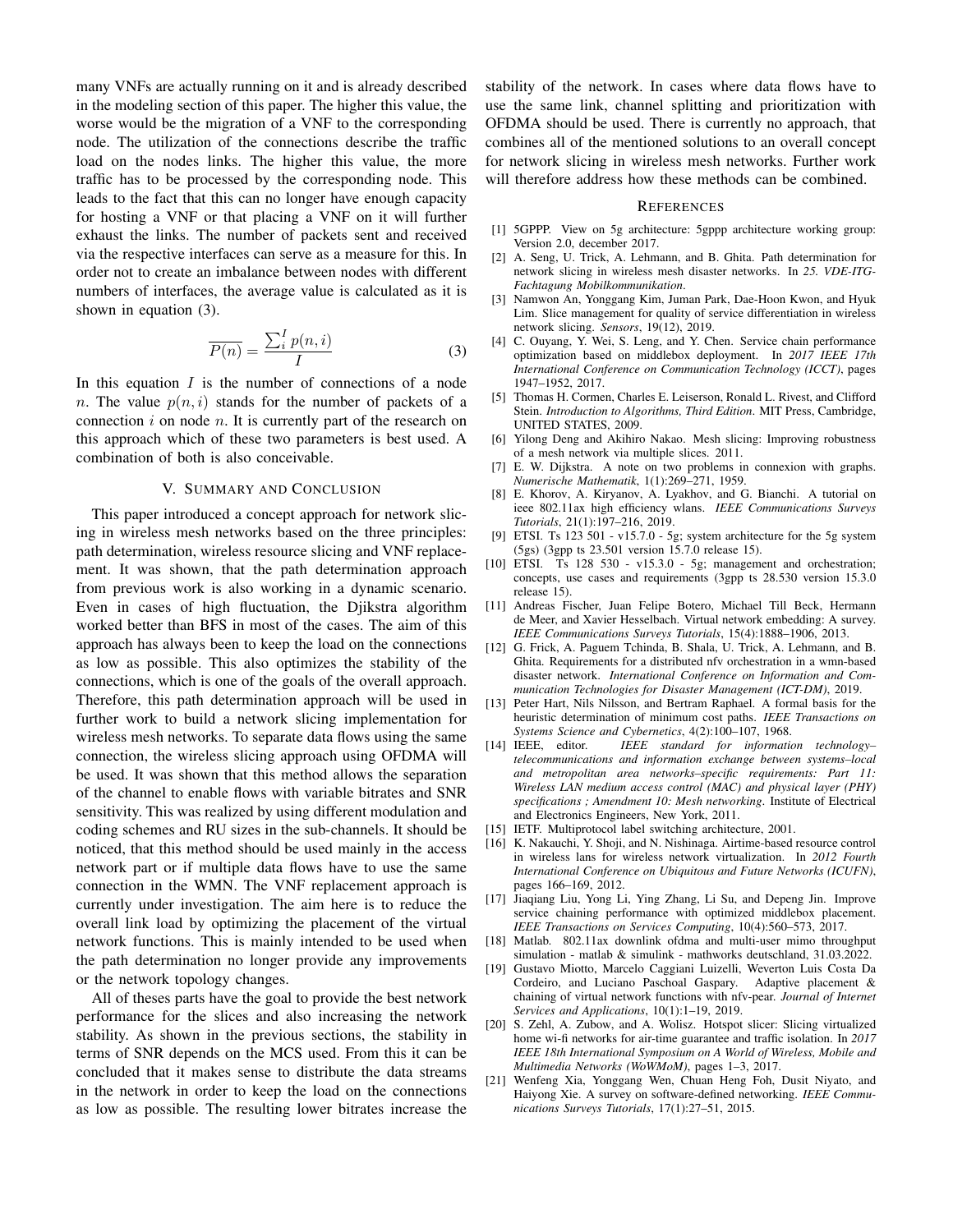many VNFs are actually running on it and is already described in the modeling section of this paper. The higher this value, the worse would be the migration of a VNF to the corresponding node. The utilization of the connections describe the traffic load on the nodes links. The higher this value, the more traffic has to be processed by the corresponding node. This leads to the fact that this can no longer have enough capacity for hosting a VNF or that placing a VNF on it will further exhaust the links. The number of packets sent and received via the respective interfaces can serve as a measure for this. In order not to create an imbalance between nodes with different numbers of interfaces, the average value is calculated as it is shown in equation (3).

$$\overline{P(n)} = \frac{\sum_{i}^{I} p(n,i)}{I} \tag{3}$$

In this equation $I$ is the number of connections of a node $n$. The value $p(n,i)$ stands for the number of packets of a connection $i$ on node $n$. It is currently part of the research on this approach which of these two parameters is best used. A combination of both is also conceivable.

## V. Summary and Conclusion

This paper introduced a concept approach for network slicing in wireless mesh networks based on the three principles: path determination, wireless resource slicing and VNF replacement. It was shown, that the path determination approach from previous work is also working in a dynamic scenario. Even in cases of high fluctuation, the Djikstra algorithm worked better than BFS in most of the cases. The aim of this approach has always been to keep the load on the connections as low as possible. This also optimizes the stability of the connections, which is one of the goals of the overall approach. Therefore, this path determination approach will be used in further work to build a network slicing implementation for wireless mesh networks. To separate data flows using the same connection, the wireless slicing approach using OFDMA will be used. It was shown that this method allows the separation of the channel to enable flows with variable bitrates and SNR sensitivity. This was realized by using different modulation and coding schemes and RU sizes in the sub-channels. It should be noticed, that this method should be used mainly in the access network part or if multiple data flows have to use the same connection in the WMN. The VNF replacement approach is currently under investigation. The aim here is to reduce the overall link load by optimizing the placement of the virtual network functions. This is mainly intended to be used when the path determination no longer provide any improvements or the network topology changes.

All of theses parts have the goal to provide the best network performance for the slices and also increasing the network stability. As shown in the previous sections, the stability in terms of SNR depends on the MCS used. From this it can be concluded that it makes sense to distribute the data streams in the network in order to keep the load on the connections as low as possible. The resulting lower bitrates increase the stability of the network. In cases where data flows have to use the same link, channel splitting and prioritization with OFDMA should be used. There is currently no approach, that combines all of the mentioned solutions to an overall concept for network slicing in wireless mesh networks. Further work will therefore address how these methods can be combined.

## References

[1] 5GPPP. View on 5g architecture: 5gppp architecture working group: Version 2.0, december 2017.

[2] A. Seng, U. Trick, A. Lehmann, and B. Ghita. Path determination for network slicing in wireless mesh disaster networks. In *25. VDE-ITG-Fachtagung Mobilkommunikation*.

[3] Namwon An, Yonggang Kim, Juman Park, Dae-Hoon Kwon, and Hyuk Lim. Slice management for quality of service differentiation in wireless network slicing. *Sensors*, 19(12), 2019.

[4] C. Ouyang, Y. Wei, S. Leng, and Y. Chen. Service chain performance optimization based on middlebox deployment. In *2017 IEEE 17th International Conference on Communication Technology (ICCT)*, pages 1947–1952, 2017.

[5] Thomas H. Cormen, Charles E. Leiserson, Ronald L. Rivest, and Clifford Stein. *Introduction to Algorithms, Third Edition*. MIT Press, Cambridge, UNITED STATES, 2009.

[6] Yilong Deng and Akihiro Nakao. Mesh slicing: Improving robustness of a mesh network via multiple slices. 2011.

[7] E. W. Dijkstra. A note on two problems in connexion with graphs. *Numerische Mathematik*, 1(1):269–271, 1959.

[8] E. Khorov, A. Kiryanov, A. Lyakhov, and G. Bianchi. A tutorial on ieee 802.11ax high efficiency wlans. *IEEE Communications Surveys Tutorials*, 21(1):197–216, 2019.

[9] ETSI. Ts 123 501 - v15.7.0 - 5g; system architecture for the 5g system (5gs) (3gpp ts 23.501 version 15.7.0 release 15).

[10] ETSI. Ts 128 530 - v15.3.0 - 5g; management and orchestration; concepts, use cases and requirements (3gpp ts 28.530 version 15.3.0 release 15).

[11] Andreas Fischer, Juan Felipe Botero, Michael Till Beck, Hermann de Meer, and Xavier Hesselbach. Virtual network embedding: A survey. *IEEE Communications Surveys Tutorials*, 15(4):1888–1906, 2013.

[12] G. Frick, A. Paguem Tchinda, B. Shala, U. Trick, A. Lehmann, and B. Ghita. Requirements for a distributed nfv orchestration in a wmn-based disaster network. *International Conference on Information and Communication Technologies for Disaster Management (ICT-DM)*, 2019.

[13] Peter Hart, Nils Nilsson, and Bertram Raphael. A formal basis for the heuristic determination of minimum cost paths. *IEEE Transactions on Systems Science and Cybernetics*, 4(2):100–107, 1968.

[14] IEEE, editor. *IEEE standard for information technology–telecommunications and information exchange between systems–local and metropolitan area networks–specific requirements: Part 11: Wireless LAN medium access control (MAC) and physical layer (PHY) specifications ; Amendment 10: Mesh networking*. Institute of Electrical and Electronics Engineers, New York, 2011.

[15] IETF. Multiprotocol label switching architecture, 2001.

[16] K. Nakauchi, Y. Shoji, and N. Nishinaga. Airtime-based resource control in wireless lans for wireless network virtualization. In *2012 Fourth International Conference on Ubiquitous and Future Networks (ICUFN)*, pages 166–169, 2012.

[17] Jiaqiang Liu, Yong Li, Ying Zhang, Li Su, and Depeng Jin. Improve service chaining performance with optimized middlebox placement. *IEEE Transactions on Services Computing*, 10(4):560–573, 2017.

[18] Matlab. 802.11ax downlink ofdma and multi-user mimo throughput simulation - matlab & simulink - mathworks deutschland, 31.03.2022.

[19] Gustavo Miotto, Marcelo Caggiani Luizelli, Weverton Luis Costa Da Cordeiro, and Luciano Paschoal Gaspary. Adaptive placement & chaining of virtual network functions with nfv-pear. *Journal of Internet Services and Applications*, 10(1):1–19, 2019.

[20] S. Zehl, A. Zubow, and A. Wolisz. Hotspot slicer: Slicing virtualized home wi-fi networks for air-time guarantee and traffic isolation. In *2017 IEEE 18th International Symposium on A World of Wireless, Mobile and Multimedia Networks (WoWMoM)*, pages 1–3, 2017.

[21] Wenfeng Xia, Yonggang Wen, Chuan Heng Foh, Dusit Niyato, and Haiyong Xie. A survey on software-defined networking. *IEEE Communications Surveys Tutorials*, 17(1):27–51, 2015.